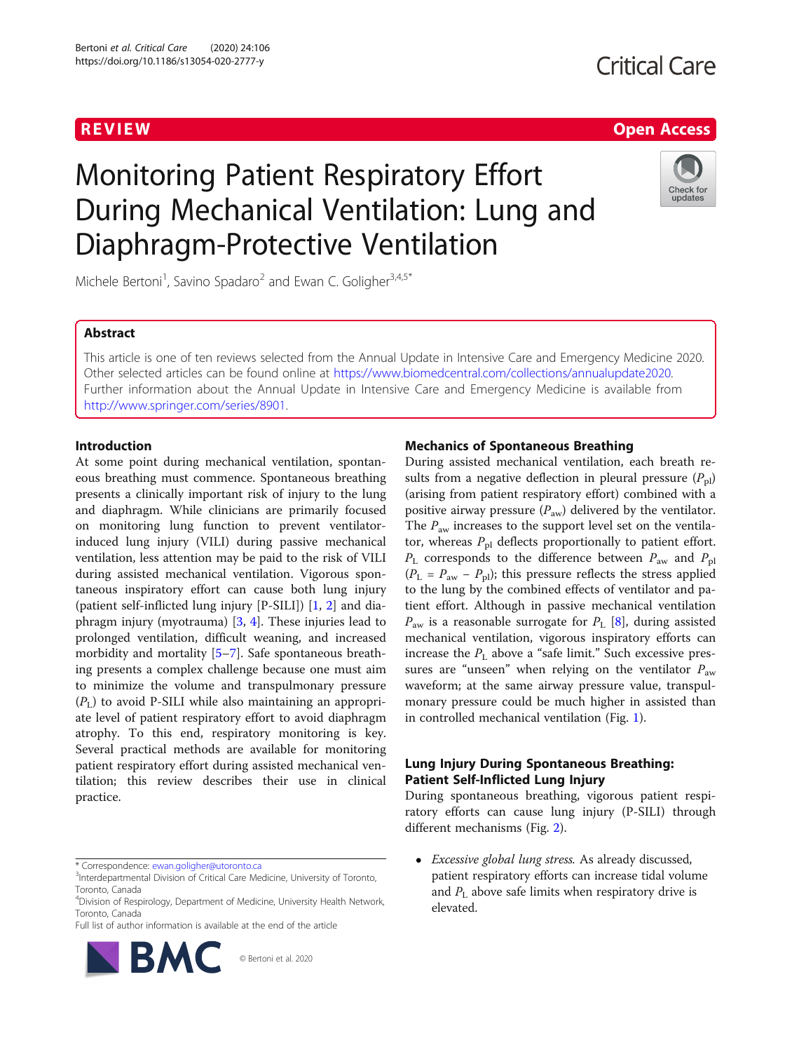REVIEW

Open Access

# Monitoring Patient Respiratory Effort During Mechanical Ventilation: Lung and Diaphragm-Protective Ventilation

Michele Bertoni[1], Savino Spadaro[2] and Ewan C. Goligher[3,4,5*]

## Abstract

This article is one of ten reviews selected from the Annual Update in Intensive Care and Emergency Medicine 2020. Other selected articles can be found online at https://www.biomedcentral.com/collections/annualupdate2020. Further information about the Annual Update in Intensive Care and Emergency Medicine is available from http://www.springer.com/series/8901.

## Introduction

At some point during mechanical ventilation, spontaneous breathing must commence. Spontaneous breathing presents a clinically important risk of injury to the lung and diaphragm. While clinicians are primarily focused on monitoring lung function to prevent ventilator-induced lung injury (VILI) during passive mechanical ventilation, less attention may be paid to the risk of VILI during assisted mechanical ventilation. Vigorous spontaneous inspiratory effort can cause both lung injury (patient self-inflicted lung injury [P-SILI]) [1, 2] and diaphragm injury (myotrauma) [3, 4]. These injuries lead to prolonged ventilation, difficult weaning, and increased morbidity and mortality [5–7]. Safe spontaneous breathing presents a complex challenge because one must aim to minimize the volume and transpulmonary pressure ($P_L$) to avoid P-SILI while also maintaining an appropriate level of patient respiratory effort to avoid diaphragm atrophy. To this end, respiratory monitoring is key. Several practical methods are available for monitoring patient respiratory effort during assisted mechanical ventilation; this review describes their use in clinical practice.

## Mechanics of Spontaneous Breathing

During assisted mechanical ventilation, each breath results from a negative deflection in pleural pressure ($P_{pl}$) (arising from patient respiratory effort) combined with a positive airway pressure ($P_{aw}$) delivered by the ventilator. The $P_{aw}$ increases to the support level set on the ventilator, whereas $P_{pl}$ deflects proportionally to patient effort. $P_L$ corresponds to the difference between $P_{aw}$ and $P_{pl}$ ($P_L = P_{aw} - P_{pl}$); this pressure reflects the stress applied to the lung by the combined effects of ventilator and patient effort. Although in passive mechanical ventilation $P_{aw}$ is a reasonable surrogate for $P_L$ [8], during assisted mechanical ventilation, vigorous inspiratory efforts can increase the $P_L$ above a "safe limit." Such excessive pressures are "unseen" when relying on the ventilator $P_{aw}$ waveform; at the same airway pressure value, transpulmonary pressure could be much higher in assisted than in controlled mechanical ventilation (Fig. 1).

## Lung Injury During Spontaneous Breathing: Patient Self-Inflicted Lung Injury

During spontaneous breathing, vigorous patient respiratory efforts can cause lung injury (P-SILI) through different mechanisms (Fig. 2).

- *Excessive global lung stress.* As already discussed, patient respiratory efforts can increase tidal volume and $P_L$ above safe limits when respiratory drive is elevated.

* Correspondence: ewan.goligher@utoronto.ca
[3]Interdepartmental Division of Critical Care Medicine, University of Toronto, Toronto, Canada
[4]Division of Respirology, Department of Medicine, University Health Network, Toronto, Canada
Full list of author information is available at the end of the article

© Bertoni et al. 2020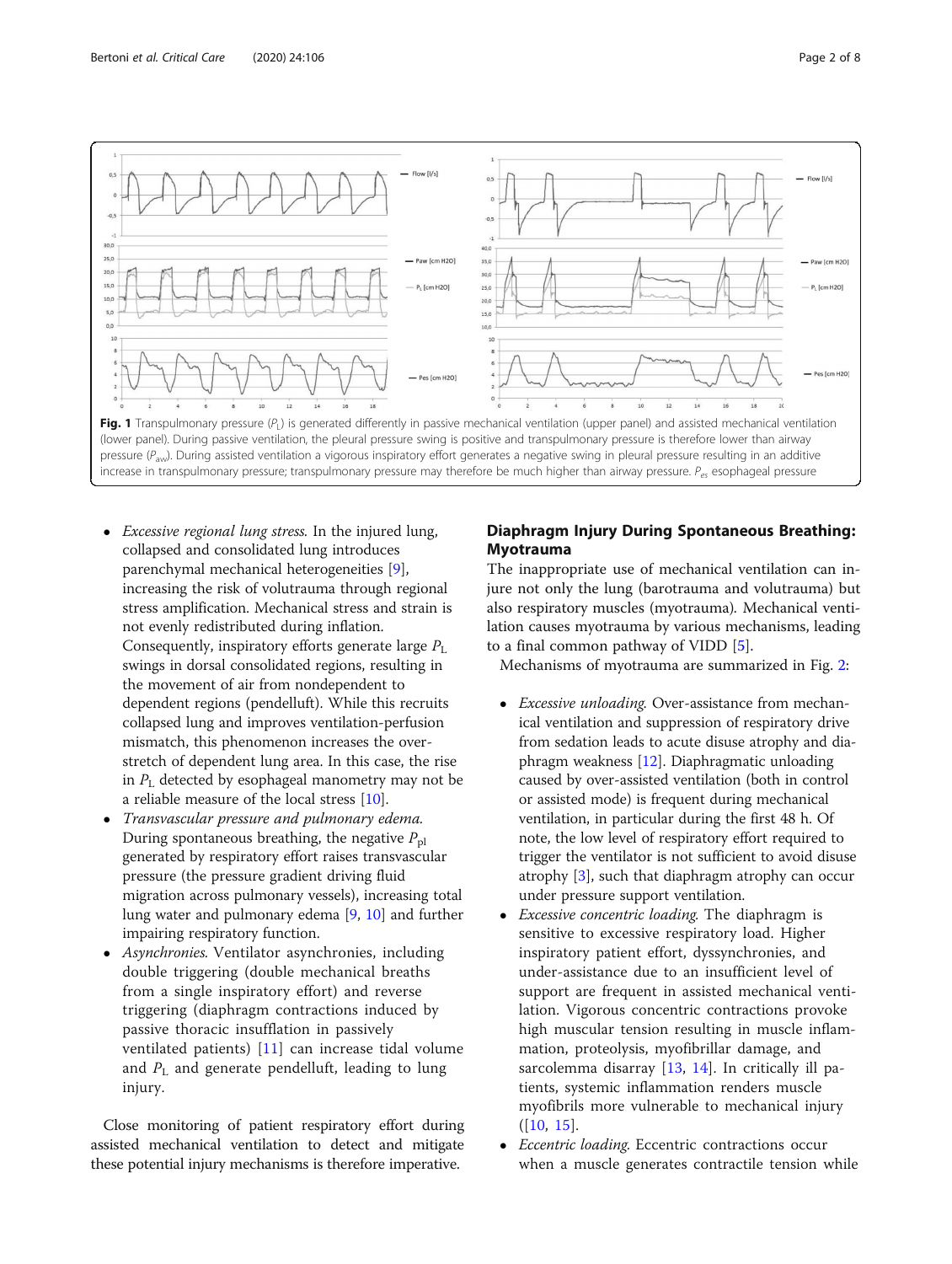**Fig. 1** Transpulmonary pressure ($P_L$) is generated differently in passive mechanical ventilation (upper panel) and assisted mechanical ventilation (lower panel). During passive ventilation, the pleural pressure swing is positive and transpulmonary pressure is therefore lower than airway pressure ($P_{aw}$). During assisted ventilation a vigorous inspiratory effort generates a negative swing in pleural pressure resulting in an additive increase in transpulmonary pressure; transpulmonary pressure may therefore be much higher than airway pressure. $P_{es}$ esophageal pressure

- *Excessive regional lung stress.* In the injured lung, collapsed and consolidated lung introduces parenchymal mechanical heterogeneities [9], increasing the risk of volutrauma through regional stress amplification. Mechanical stress and strain is not evenly redistributed during inflation. Consequently, inspiratory efforts generate large $P_L$ swings in dorsal consolidated regions, resulting in the movement of air from nondependent to dependent regions (pendelluft). While this recruits collapsed lung and improves ventilation-perfusion mismatch, this phenomenon increases the over-stretch of dependent lung area. In this case, the rise in $P_L$ detected by esophageal manometry may not be a reliable measure of the local stress [10].
- *Transvascular pressure and pulmonary edema.* During spontaneous breathing, the negative $P_{pl}$ generated by respiratory effort raises transvascular pressure (the pressure gradient driving fluid migration across pulmonary vessels), increasing total lung water and pulmonary edema [9, 10] and further impairing respiratory function.
- *Asynchronies.* Ventilator asynchronies, including double triggering (double mechanical breaths from a single inspiratory effort) and reverse triggering (diaphragm contractions induced by passive thoracic insufflation in passively ventilated patients) [11] can increase tidal volume and $P_L$ and generate pendelluft, leading to lung injury.

Close monitoring of patient respiratory effort during assisted mechanical ventilation to detect and mitigate these potential injury mechanisms is therefore imperative.

## Diaphragm Injury During Spontaneous Breathing: Myotrauma

The inappropriate use of mechanical ventilation can injure not only the lung (barotrauma and volutrauma) but also respiratory muscles (myotrauma). Mechanical ventilation causes myotrauma by various mechanisms, leading to a final common pathway of VIDD [5].

Mechanisms of myotrauma are summarized in Fig. 2:

- *Excessive unloading.* Over-assistance from mechanical ventilation and suppression of respiratory drive from sedation leads to acute disuse atrophy and diaphragm weakness [12]. Diaphragmatic unloading caused by over-assisted ventilation (both in control or assisted mode) is frequent during mechanical ventilation, in particular during the first 48 h. Of note, the low level of respiratory effort required to trigger the ventilator is not sufficient to avoid disuse atrophy [3], such that diaphragm atrophy can occur under pressure support ventilation.
- *Excessive concentric loading.* The diaphragm is sensitive to excessive respiratory load. Higher inspiratory patient effort, dyssynchronies, and under-assistance due to an insufficient level of support are frequent in assisted mechanical ventilation. Vigorous concentric contractions provoke high muscular tension resulting in muscle inflammation, proteolysis, myofibrillar damage, and sarcolemma disarray [13, 14]. In critically ill patients, systemic inflammation renders muscle myofibrils more vulnerable to mechanical injury ([10, 15].
- *Eccentric loading.* Eccentric contractions occur when a muscle generates contractile tension while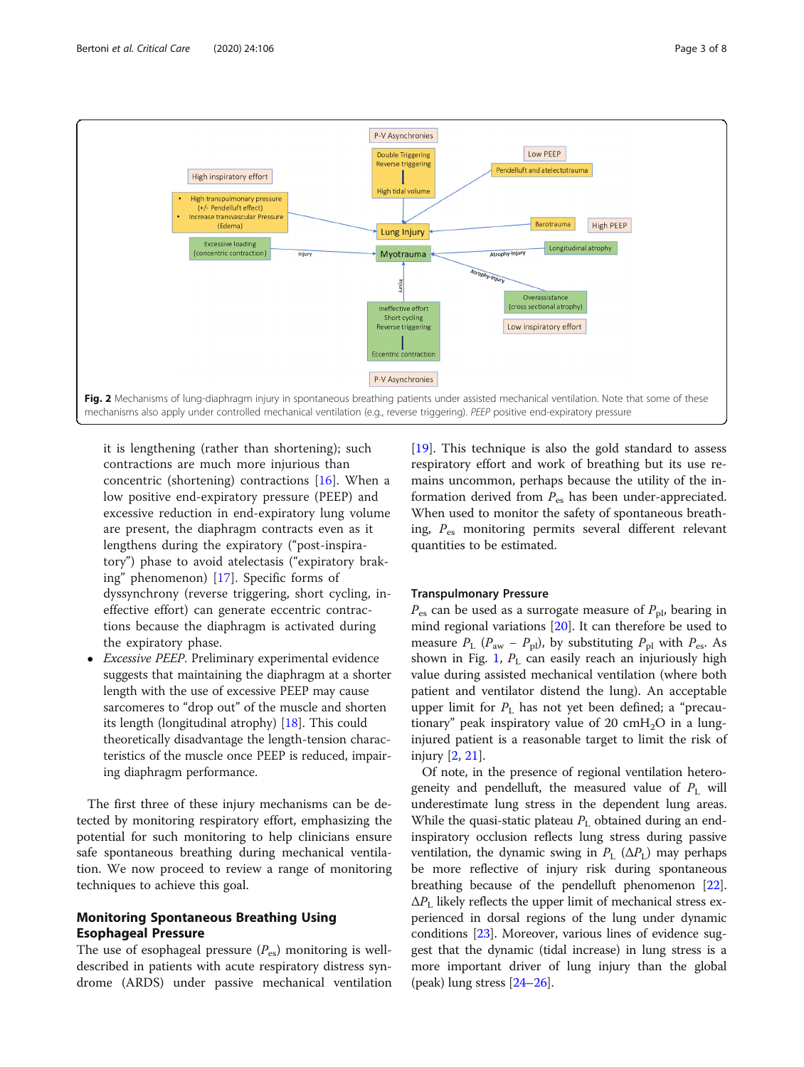**Fig. 2** Mechanisms of lung-diaphragm injury in spontaneous breathing patients under assisted mechanical ventilation. Note that some of these mechanisms also apply under controlled mechanical ventilation (e.g., reverse triggering). *PEEP* positive end-expiratory pressure

it is lengthening (rather than shortening); such contractions are much more injurious than concentric (shortening) contractions [16]. When a low positive end-expiratory pressure (PEEP) and excessive reduction in end-expiratory lung volume are present, the diaphragm contracts even as it lengthens during the expiratory ("post-inspiratory") phase to avoid atelectasis ("expiratory braking" phenomenon) [17]. Specific forms of dyssynchrony (reverse triggering, short cycling, ineffective effort) can generate eccentric contractions because the diaphragm is activated during the expiratory phase.

- *Excessive PEEP*. Preliminary experimental evidence suggests that maintaining the diaphragm at a shorter length with the use of excessive PEEP may cause sarcomeres to "drop out" of the muscle and shorten its length (longitudinal atrophy) [18]. This could theoretically disadvantage the length-tension characteristics of the muscle once PEEP is reduced, impairing diaphragm performance.

The first three of these injury mechanisms can be detected by monitoring respiratory effort, emphasizing the potential for such monitoring to help clinicians ensure safe spontaneous breathing during mechanical ventilation. We now proceed to review a range of monitoring techniques to achieve this goal.

## Monitoring Spontaneous Breathing Using Esophageal Pressure

The use of esophageal pressure ($P_{es}$) monitoring is well-described in patients with acute respiratory distress syndrome (ARDS) under passive mechanical ventilation [19]. This technique is also the gold standard to assess respiratory effort and work of breathing but its use remains uncommon, perhaps because the utility of the information derived from $P_{es}$ has been under-appreciated. When used to monitor the safety of spontaneous breathing, $P_{es}$ monitoring permits several different relevant quantities to be estimated.

### Transpulmonary Pressure

$P_{es}$ can be used as a surrogate measure of $P_{pl}$, bearing in mind regional variations [20]. It can therefore be used to measure $P_L$ ($P_{aw} - P_{pl}$), by substituting $P_{pl}$ with $P_{es}$. As shown in Fig. 1, $P_L$ can easily reach an injuriously high value during assisted mechanical ventilation (where both patient and ventilator distend the lung). An acceptable upper limit for $P_L$ has not yet been defined; a "precautionary" peak inspiratory value of 20 $cmH_2O$ in a lung-injured patient is a reasonable target to limit the risk of injury [2, 21].

Of note, in the presence of regional ventilation heterogeneity and pendelluft, the measured value of $P_L$ will underestimate lung stress in the dependent lung areas. While the quasi-static plateau $P_L$ obtained during an end-inspiratory occlusion reflects lung stress during passive ventilation, the dynamic swing in $P_L$ ($\Delta P_L$) may perhaps be more reflective of injury risk during spontaneous breathing because of the pendelluft phenomenon [22]. $\Delta P_L$ likely reflects the upper limit of mechanical stress experienced in dorsal regions of the lung under dynamic conditions [23]. Moreover, various lines of evidence suggest that the dynamic (tidal increase) in lung stress is a more important driver of lung injury than the global (peak) lung stress [24–26].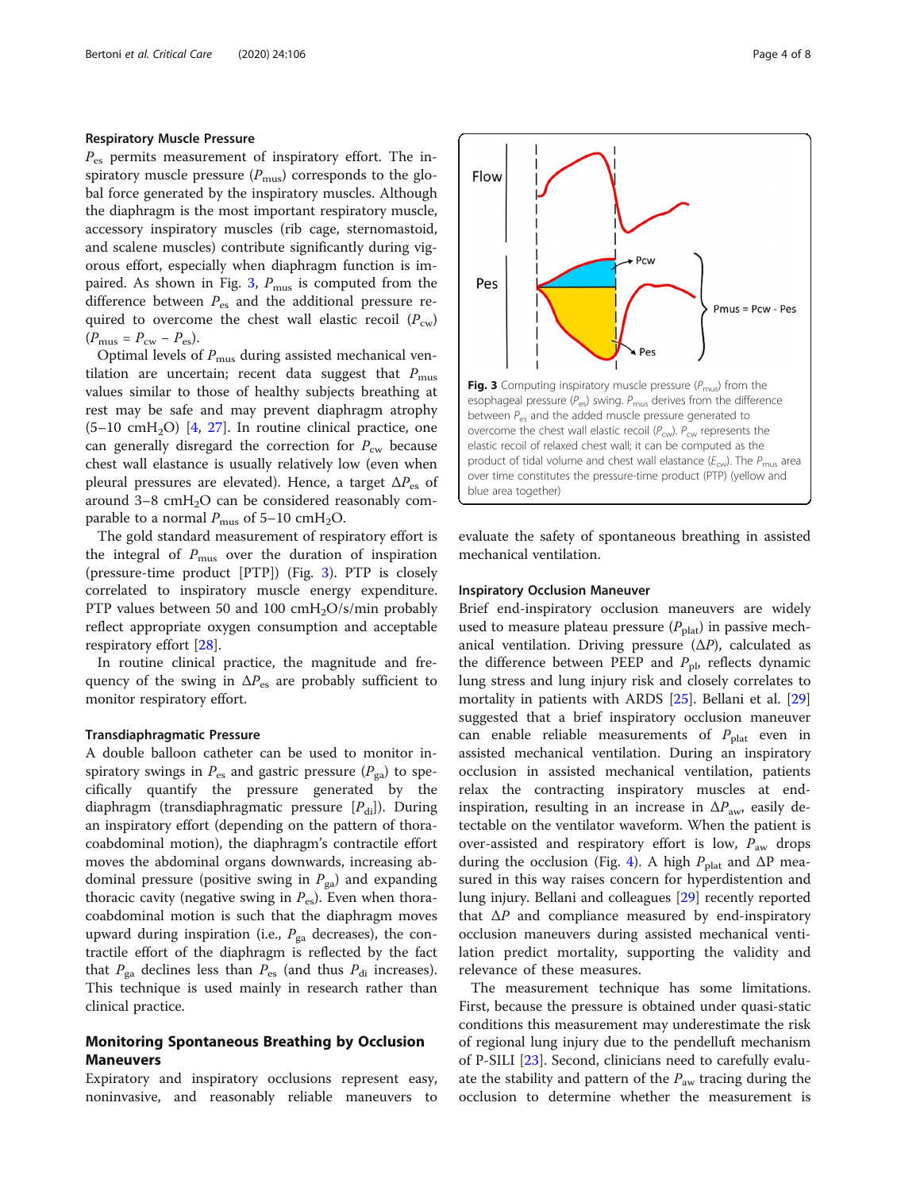### Respiratory Muscle Pressure

$P_{es}$ permits measurement of inspiratory effort. The inspiratory muscle pressure ($P_{mus}$) corresponds to the global force generated by the inspiratory muscles. Although the diaphragm is the most important respiratory muscle, accessory inspiratory muscles (rib cage, sternomastoid, and scalene muscles) contribute significantly during vigorous effort, especially when diaphragm function is impaired. As shown in Fig. 3, $P_{mus}$ is computed from the difference between $P_{es}$ and the additional pressure required to overcome the chest wall elastic recoil ($P_{cw}$) ($P_{mus} = P_{cw} - P_{es}$).

Optimal levels of $P_{mus}$ during assisted mechanical ventilation are uncertain; recent data suggest that $P_{mus}$ values similar to those of healthy subjects breathing at rest may be safe and may prevent diaphragm atrophy (5–10 $cmH_2O$) [4, 27]. In routine clinical practice, one can generally disregard the correction for $P_{cw}$ because chest wall elastance is usually relatively low (even when pleural pressures are elevated). Hence, a target $\Delta P_{es}$ of around 3–8 $cmH_2O$ can be considered reasonably comparable to a normal $P_{mus}$ of 5–10 $cmH_2O$.

The gold standard measurement of respiratory effort is the integral of $P_{mus}$ over the duration of inspiration (pressure-time product [PTP]) (Fig. 3). PTP is closely correlated to inspiratory muscle energy expenditure. PTP values between 50 and 100 $cmH_2O$/s/min probably reflect appropriate oxygen consumption and acceptable respiratory effort [28].

In routine clinical practice, the magnitude and frequency of the swing in $\Delta P_{es}$ are probably sufficient to monitor respiratory effort.

### Transdiaphragmatic Pressure

A double balloon catheter can be used to monitor inspiratory swings in $P_{es}$ and gastric pressure ($P_{ga}$) to specifically quantify the pressure generated by the diaphragm (transdiaphragmatic pressure [$P_{di}$]). During an inspiratory effort (depending on the pattern of thoracoabdominal motion), the diaphragm's contractile effort moves the abdominal organs downwards, increasing abdominal pressure (positive swing in $P_{ga}$) and expanding thoracic cavity (negative swing in $P_{es}$). Even when thoracoabdominal motion is such that the diaphragm moves upward during inspiration (i.e., $P_{ga}$ decreases), the contractile effort of the diaphragm is reflected by the fact that $P_{ga}$ declines less than $P_{es}$ (and thus $P_{di}$ increases). This technique is used mainly in research rather than clinical practice.

## Monitoring Spontaneous Breathing by Occlusion Maneuvers

Expiratory and inspiratory occlusions represent easy, noninvasive, and reasonably reliable maneuvers to evaluate the safety of spontaneous breathing in assisted mechanical ventilation.

**Fig. 3** Computing inspiratory muscle pressure ($P_{mus}$) from the esophageal pressure ($P_{es}$) swing. $P_{mus}$ derives from the difference between $P_{es}$ and the added muscle pressure generated to overcome the chest wall elastic recoil ($P_{cw}$). $P_{cw}$ represents the elastic recoil of relaxed chest wall; it can be computed as the product of tidal volume and chest wall elastance ($E_{cw}$). The $P_{mus}$ area over time constitutes the pressure-time product (PTP) (yellow and blue area together)

### Inspiratory Occlusion Maneuver

Brief end-inspiratory occlusion maneuvers are widely used to measure plateau pressure ($P_{plat}$) in passive mechanical ventilation. Driving pressure ($\Delta P$), calculated as the difference between PEEP and $P_{pl}$, reflects dynamic lung stress and lung injury risk and closely correlates to mortality in patients with ARDS [25]. Bellani et al. [29] suggested that a brief inspiratory occlusion maneuver can enable reliable measurements of $P_{plat}$ even in assisted mechanical ventilation. During an inspiratory occlusion in assisted mechanical ventilation, patients relax the contracting inspiratory muscles at end-inspiration, resulting in an increase in $\Delta P_{aw}$, easily detectable on the ventilator waveform. When the patient is over-assisted and respiratory effort is low, $P_{aw}$ drops during the occlusion (Fig. 4). A high $P_{plat}$ and $\Delta P$ measured in this way raises concern for hyperdistention and lung injury. Bellani and colleagues [29] recently reported that $\Delta P$ and compliance measured by end-inspiratory occlusion maneuvers during assisted mechanical ventilation predict mortality, supporting the validity and relevance of these measures.

The measurement technique has some limitations. First, because the pressure is obtained under quasi-static conditions this measurement may underestimate the risk of regional lung injury due to the pendelluft mechanism of P-SILI [23]. Second, clinicians need to carefully evaluate the stability and pattern of the $P_{aw}$ tracing during the occlusion to determine whether the measurement is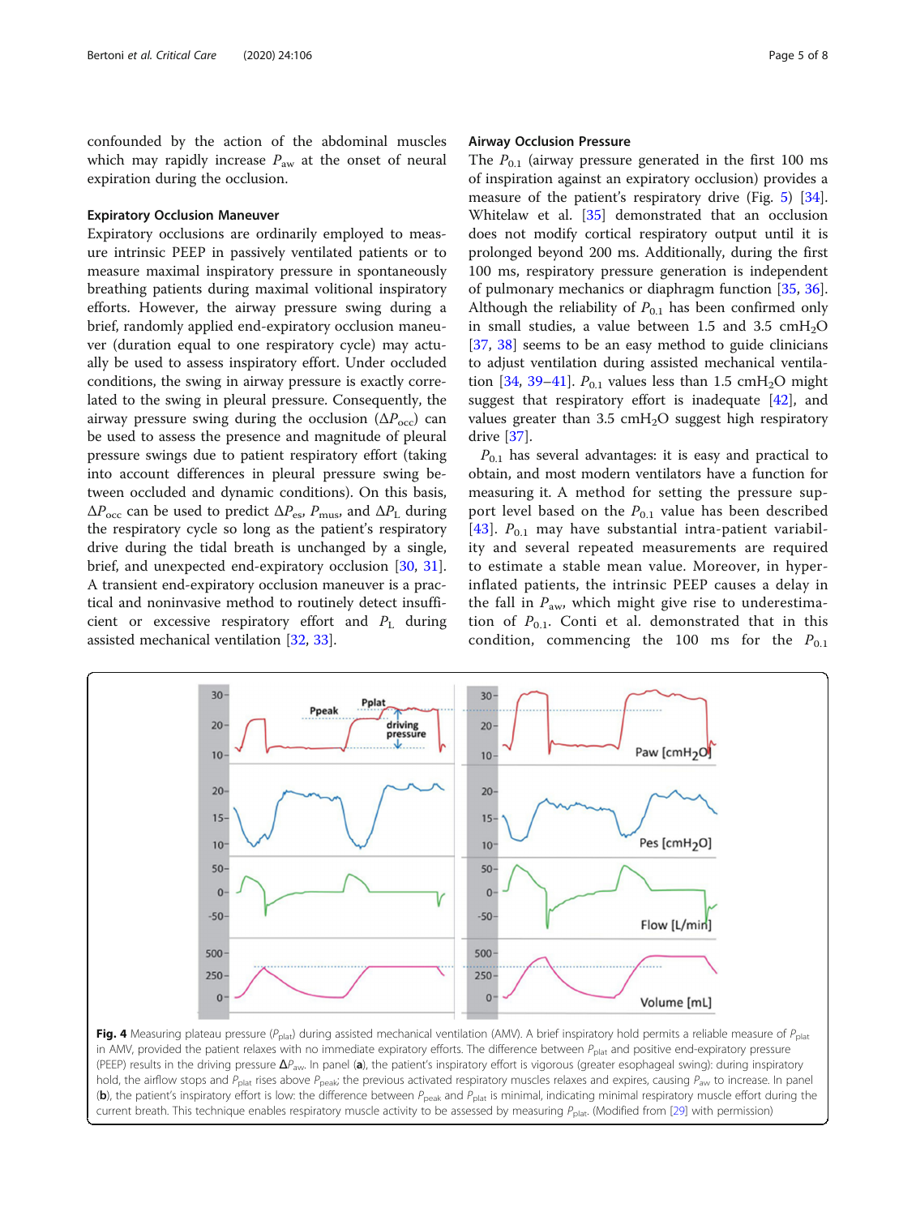confounded by the action of the abdominal muscles which may rapidly increase $P_{aw}$ at the onset of neural expiration during the occlusion.

### Expiratory Occlusion Maneuver

Expiratory occlusions are ordinarily employed to measure intrinsic PEEP in passively ventilated patients or to measure maximal inspiratory pressure in spontaneously breathing patients during maximal volitional inspiratory efforts. However, the airway pressure swing during a brief, randomly applied end-expiratory occlusion maneuver (duration equal to one respiratory cycle) may actually be used to assess inspiratory effort. Under occluded conditions, the swing in airway pressure is exactly correlated to the swing in pleural pressure. Consequently, the airway pressure swing during the occlusion ($\Delta P_{occ}$) can be used to assess the presence and magnitude of pleural pressure swings due to patient respiratory effort (taking into account differences in pleural pressure swing between occluded and dynamic conditions). On this basis, $\Delta P_{occ}$ can be used to predict $\Delta P_{es}$, $P_{mus}$, and $\Delta P_L$ during the respiratory cycle so long as the patient's respiratory drive during the tidal breath is unchanged by a single, brief, and unexpected end-expiratory occlusion [30, 31]. A transient end-expiratory occlusion maneuver is a practical and noninvasive method to routinely detect insufficient or excessive respiratory effort and $P_L$ during assisted mechanical ventilation [32, 33].

### Airway Occlusion Pressure

The $P_{0.1}$ (airway pressure generated in the first 100 ms of inspiration against an expiratory occlusion) provides a measure of the patient's respiratory drive (Fig. 5) [34]. Whitelaw et al. [35] demonstrated that an occlusion does not modify cortical respiratory output until it is prolonged beyond 200 ms. Additionally, during the first 100 ms, respiratory pressure generation is independent of pulmonary mechanics or diaphragm function [35, 36]. Although the reliability of $P_{0.1}$ has been confirmed only in small studies, a value between 1.5 and 3.5 $cmH_2O$ [37, 38] seems to be an easy method to guide clinicians to adjust ventilation during assisted mechanical ventilation [34, 39–41]. $P_{0.1}$ values less than 1.5 $cmH_2O$ might suggest that respiratory effort is inadequate [42], and values greater than 3.5 $cmH_2O$ suggest high respiratory drive [37].

$P_{0.1}$ has several advantages: it is easy and practical to obtain, and most modern ventilators have a function for measuring it. A method for setting the pressure support level based on the $P_{0.1}$ value has been described [43]. $P_{0.1}$ may have substantial intra-patient variability and several repeated measurements are required to estimate a stable mean value. Moreover, in hyperinflated patients, the intrinsic PEEP causes a delay in the fall in $P_{aw}$, which might give rise to underestimation of $P_{0.1}$. Conti et al. demonstrated that in this condition, commencing the 100 ms for the $P_{0.1}$

**Fig. 4** Measuring plateau pressure ($P_{plat}$) during assisted mechanical ventilation (AMV). A brief inspiratory hold permits a reliable measure of $P_{plat}$ in AMV, provided the patient relaxes with no immediate expiratory efforts. The difference between $P_{plat}$ and positive end-expiratory pressure (PEEP) results in the driving pressure $\Delta P_{aw}$. In panel (**a**), the patient's inspiratory effort is vigorous (greater esophageal swing): during inspiratory hold, the airflow stops and $P_{plat}$ rises above $P_{peak}$; the previous activated respiratory muscles relaxes and expires, causing $P_{aw}$ to increase. In panel (**b**), the patient's inspiratory effort is low: the difference between $P_{peak}$ and $P_{plat}$ is minimal, indicating minimal respiratory muscle effort during the current breath. This technique enables respiratory muscle activity to be assessed by measuring $P_{plat}$. (Modified from [29] with permission)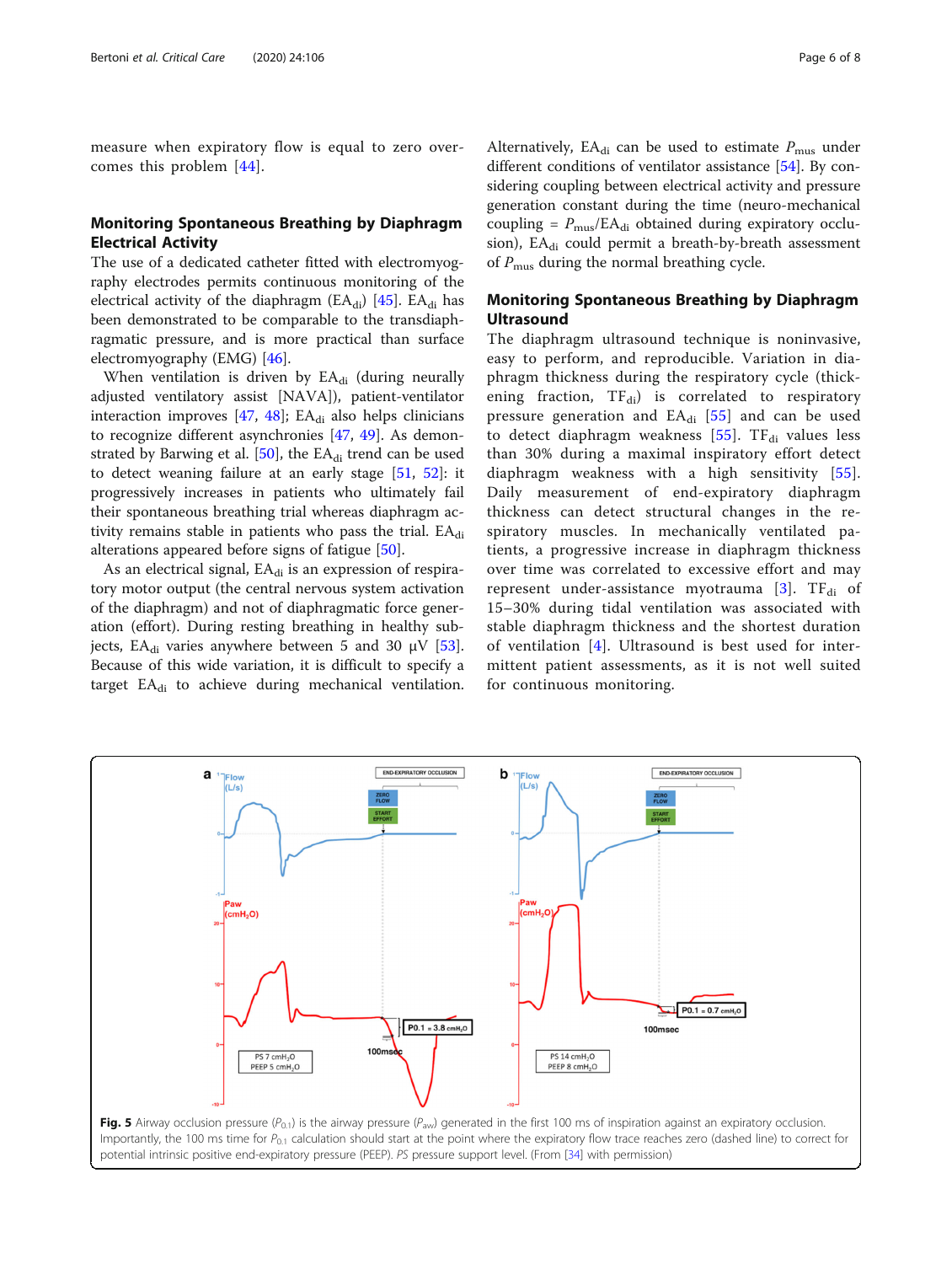measure when expiratory flow is equal to zero overcomes this problem [44].

## Monitoring Spontaneous Breathing by Diaphragm Electrical Activity

The use of a dedicated catheter fitted with electromyography electrodes permits continuous monitoring of the electrical activity of the diaphragm ($EA_{di}$) [45]. $EA_{di}$ has been demonstrated to be comparable to the transdiaphragmatic pressure, and is more practical than surface electromyography (EMG) [46].

When ventilation is driven by $EA_{di}$ (during neurally adjusted ventilatory assist [NAVA]), patient-ventilator interaction improves [47, 48]; $EA_{di}$ also helps clinicians to recognize different asynchronies [47, 49]. As demonstrated by Barwing et al. [50], the $EA_{di}$ trend can be used to detect weaning failure at an early stage [51, 52]: it progressively increases in patients who ultimately fail their spontaneous breathing trial whereas diaphragm activity remains stable in patients who pass the trial. $EA_{di}$ alterations appeared before signs of fatigue [50].

As an electrical signal, $EA_{di}$ is an expression of respiratory motor output (the central nervous system activation of the diaphragm) and not of diaphragmatic force generation (effort). During resting breathing in healthy subjects, $EA_{di}$ varies anywhere between 5 and 30 μV [53]. Because of this wide variation, it is difficult to specify a target $EA_{di}$ to achieve during mechanical ventilation.

Alternatively, $EA_{di}$ can be used to estimate $P_{mus}$ under different conditions of ventilator assistance [54]. By considering coupling between electrical activity and pressure generation constant during the time (neuro-mechanical coupling = $P_{mus}/EA_{di}$ obtained during expiratory occlusion), $EA_{di}$ could permit a breath-by-breath assessment of $P_{mus}$ during the normal breathing cycle.

## Monitoring Spontaneous Breathing by Diaphragm Ultrasound

The diaphragm ultrasound technique is noninvasive, easy to perform, and reproducible. Variation in diaphragm thickness during the respiratory cycle (thickening fraction, $TF_{di}$) is correlated to respiratory pressure generation and $EA_{di}$ [55] and can be used to detect diaphragm weakness [55]. $TF_{di}$ values less than 30% during a maximal inspiratory effort detect diaphragm weakness with a high sensitivity [55]. Daily measurement of end-expiratory diaphragm thickness can detect structural changes in the respiratory muscles. In mechanically ventilated patients, a progressive increase in diaphragm thickness over time was correlated to excessive effort and may represent under-assistance myotrauma [3]. $TF_{di}$ of 15–30% during tidal ventilation was associated with stable diaphragm thickness and the shortest duration of ventilation [4]. Ultrasound is best used for intermittent patient assessments, as it is not well suited for continuous monitoring.

**Fig. 5** Airway occlusion pressure ($P_{0.1}$) is the airway pressure ($P_{aw}$) generated in the first 100 ms of inspiration against an expiratory occlusion. Importantly, the 100 ms time for $P_{0.1}$ calculation should start at the point where the expiratory flow trace reaches zero (dashed line) to correct for potential intrinsic positive end-expiratory pressure (PEEP). *PS* pressure support level. (From [34] with permission)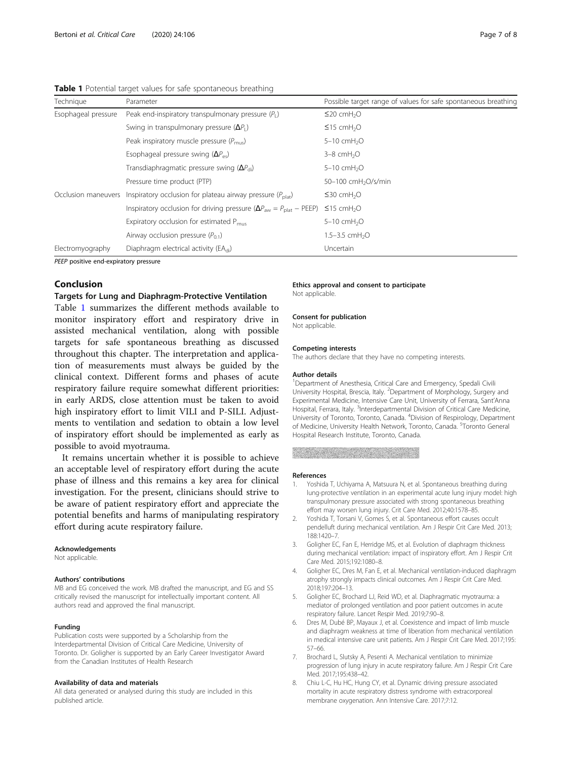**Table 1** Potential target values for safe spontaneous breathing

| Technique | Parameter | Possible target range of values for safe spontaneous breathing |
|---|---|---|
| Esophageal pressure | Peak end-inspiratory transpulmonary pressure ($P_L$) | ≤20 $cmH_2O$ |
| | Swing in transpulmonary pressure ($\Delta P_L$) | ≤15 $cmH_2O$ |
| | Peak inspiratory muscle pressure ($P_{mus}$) | 5–10 $cmH_2O$ |
| | Esophageal pressure swing ($\Delta P_{es}$) | 3–8 $cmH_2O$ |
| | Transdiaphragmatic pressure swing ($\Delta P_{di}$) | 5–10 $cmH_2O$ |
| | Pressure time product (PTP) | 50–100 $cmH_2O$/s/min |
| Occlusion maneuvers | Inspiratory occlusion for plateau airway pressure ($P_{plat}$) | ≤30 $cmH_2O$ |
| | Inspiratory occlusion for driving pressure ($\Delta P_{aw} = P_{plat} - \text{PEEP}$) | ≤15 $cmH_2O$ |
| | Expiratory occlusion for estimated $P_{mus}$ | 5–10 $cmH_2O$ |
| | Airway occlusion pressure ($P_{0.1}$) | 1.5–3.5 $cmH_2O$ |
| Electromyography | Diaphragm electrical activity ($EA_{di}$) | Uncertain |

*PEEP* positive end-expiratory pressure

## Conclusion

### Targets for Lung and Diaphragm-Protective Ventilation

Table 1 summarizes the different methods available to monitor inspiratory effort and respiratory drive in assisted mechanical ventilation, along with possible targets for safe spontaneous breathing as discussed throughout this chapter. The interpretation and application of measurements must always be guided by the clinical context. Different forms and phases of acute respiratory failure require somewhat different priorities: in early ARDS, close attention must be taken to avoid high inspiratory effort to limit VILI and P-SILI. Adjustments to ventilation and sedation to obtain a low level of inspiratory effort should be implemented as early as possible to avoid myotrauma.

It remains uncertain whether it is possible to achieve an acceptable level of respiratory effort during the acute phase of illness and this remains a key area for clinical investigation. For the present, clinicians should strive to be aware of patient respiratory effort and appreciate the potential benefits and harms of manipulating respiratory effort during acute respiratory failure.

#### Acknowledgements

Not applicable.

#### Authors' contributions

MB and EG conceived the work. MB drafted the manuscript, and EG and SS critically revised the manuscript for intellectually important content. All authors read and approved the final manuscript.

#### Funding

Publication costs were supported by a Scholarship from the Interdepartmental Division of Critical Care Medicine, University of Toronto. Dr. Goligher is supported by an Early Career Investigator Award from the Canadian Institutes of Health Research

#### Availability of data and materials

All data generated or analysed during this study are included in this published article.

#### Ethics approval and consent to participate

Not applicable.

#### Consent for publication

Not applicable.

#### Competing interests

The authors declare that they have no competing interests.

#### Author details

[1]Department of Anesthesia, Critical Care and Emergency, Spedali Civili University Hospital, Brescia, Italy. [2]Department of Morphology, Surgery and Experimental Medicine, Intensive Care Unit, University of Ferrara, Sant'Anna Hospital, Ferrara, Italy. [3]Interdepartmental Division of Critical Care Medicine, University of Toronto, Toronto, Canada. [4]Division of Respirology, Department of Medicine, University Health Network, Toronto, Canada. [5]Toronto General Hospital Research Institute, Toronto, Canada.

#### References

1. Yoshida T, Uchiyama A, Matsuura N, et al. Spontaneous breathing during lung-protective ventilation in an experimental acute lung injury model: high transpulmonary pressure associated with strong spontaneous breathing effort may worsen lung injury. Crit Care Med. 2012;40:1578–85.
2. Yoshida T, Torsani V, Gomes S, et al. Spontaneous effort causes occult pendelluft during mechanical ventilation. Am J Respir Crit Care Med. 2013; 188:1420–7.
3. Goligher EC, Fan E, Herridge MS, et al. Evolution of diaphragm thickness during mechanical ventilation: impact of inspiratory effort. Am J Respir Crit Care Med. 2015;192:1080–8.
4. Goligher EC, Dres M, Fan E, et al. Mechanical ventilation-induced diaphragm atrophy strongly impacts clinical outcomes. Am J Respir Crit Care Med. 2018;197:204–13.
5. Goligher EC, Brochard LJ, Reid WD, et al. Diaphragmatic myotrauma: a mediator of prolonged ventilation and poor patient outcomes in acute respiratory failure. Lancet Respir Med. 2019;7:90–8.
6. Dres M, Dubé BP, Mayaux J, et al. Coexistence and impact of limb muscle and diaphragm weakness at time of liberation from mechanical ventilation in medical intensive care unit patients. Am J Respir Crit Care Med. 2017;195: 57–66.
7. Brochard L, Slutsky A, Pesenti A. Mechanical ventilation to minimize progression of lung injury in acute respiratory failure. Am J Respir Crit Care Med. 2017;195:438–42.
8. Chiu L-C, Hu HC, Hung CY, et al. Dynamic driving pressure associated mortality in acute respiratory distress syndrome with extracorporeal membrane oxygenation. Ann Intensive Care. 2017;7:12.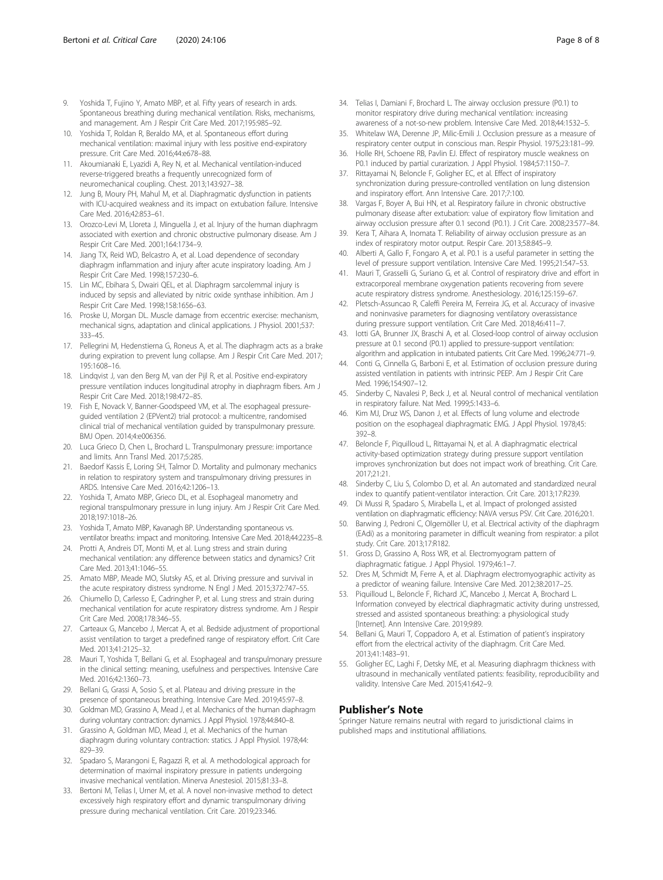9. Yoshida T, Fujino Y, Amato MBP, et al. Fifty years of research in ards. Spontaneous breathing during mechanical ventilation. Risks, mechanisms, and management. Am J Respir Crit Care Med. 2017;195:985–92.
10. Yoshida T, Roldan R, Beraldo MA, et al. Spontaneous effort during mechanical ventilation: maximal injury with less positive end-expiratory pressure. Crit Care Med. 2016;44:e678–88.
11. Akoumianaki E, Lyazidi A, Rey N, et al. Mechanical ventilation-induced reverse-triggered breaths a frequently unrecognized form of neuromechanical coupling. Chest. 2013;143:927–38.
12. Jung B, Moury PH, Mahul M, et al. Diaphragmatic dysfunction in patients with ICU-acquired weakness and its impact on extubation failure. Intensive Care Med. 2016;42:853–61.
13. Orozco-Levi M, Lloreta J, Minguella J, et al. Injury of the human diaphragm associated with exertion and chronic obstructive pulmonary disease. Am J Respir Crit Care Med. 2001;164:1734–9.
14. Jiang TX, Reid WD, Belcastro A, et al. Load dependence of secondary diaphragm inflammation and injury after acute inspiratory loading. Am J Respir Crit Care Med. 1998;157:230–6.
15. Lin MC, Ebihara S, Dwairi QEL, et al. Diaphragm sarcolemmal injury is induced by sepsis and alleviated by nitric oxide synthase inhibition. Am J Respir Crit Care Med. 1998;158:1656–63.
16. Proske U, Morgan DL. Muscle damage from eccentric exercise: mechanism, mechanical signs, adaptation and clinical applications. J Physiol. 2001;537: 333–45.
17. Pellegrini M, Hedenstierna G, Roneus A, et al. The diaphragm acts as a brake during expiration to prevent lung collapse. Am J Respir Crit Care Med. 2017; 195:1608–16.
18. Lindqvist J, van den Berg M, van der Pijl R, et al. Positive end-expiratory pressure ventilation induces longitudinal atrophy in diaphragm fibers. Am J Respir Crit Care Med. 2018;198:472–85.
19. Fish E, Novack V, Banner-Goodspeed VM, et al. The esophageal pressure-guided ventilation 2 (EPVent2) trial protocol: a multicentre, randomised clinical trial of mechanical ventilation guided by transpulmonary pressure. BMJ Open. 2014;4:e006356.
20. Luca Grieco D, Chen L, Brochard L. Transpulmonary pressure: importance and limits. Ann Transl Med. 2017;5:285.
21. Baedorf Kassis E, Loring SH, Talmor D. Mortality and pulmonary mechanics in relation to respiratory system and transpulmonary driving pressures in ARDS. Intensive Care Med. 2016;42:1206–13.
22. Yoshida T, Amato MBP, Grieco DL, et al. Esophageal manometry and regional transpulmonary pressure in lung injury. Am J Respir Crit Care Med. 2018;197:1018–26.
23. Yoshida T, Amato MBP, Kavanagh BP. Understanding spontaneous vs. ventilator breaths: impact and monitoring. Intensive Care Med. 2018;44:2235–8.
24. Protti A, Andreis DT, Monti M, et al. Lung stress and strain during mechanical ventilation: any difference between statics and dynamics? Crit Care Med. 2013;41:1046–55.
25. Amato MBP, Meade MO, Slutsky AS, et al. Driving pressure and survival in the acute respiratory distress syndrome. N Engl J Med. 2015;372:747–55.
26. Chiumello D, Carlesso E, Cadringher P, et al. Lung stress and strain during mechanical ventilation for acute respiratory distress syndrome. Am J Respir Crit Care Med. 2008;178:346–55.
27. Carteaux G, Mancebo J, Mercat A, et al. Bedside adjustment of proportional assist ventilation to target a predefined range of respiratory effort. Crit Care Med. 2013;41:2125–32.
28. Mauri T, Yoshida T, Bellani G, et al. Esophageal and transpulmonary pressure in the clinical setting: meaning, usefulness and perspectives. Intensive Care Med. 2016;42:1360–73.
29. Bellani G, Grassi A, Sosio S, et al. Plateau and driving pressure in the presence of spontaneous breathing. Intensive Care Med. 2019;45:97–8.
30. Goldman MD, Grassino A, Mead J, et al. Mechanics of the human diaphragm during voluntary contraction: dynamics. J Appl Physiol. 1978;44:840–8.
31. Grassino A, Goldman MD, Mead J, et al. Mechanics of the human diaphragm during voluntary contraction: statics. J Appl Physiol. 1978;44: 829–39.
32. Spadaro S, Marangoni E, Ragazzi R, et al. A methodological approach for determination of maximal inspiratory pressure in patients undergoing invasive mechanical ventilation. Minerva Anestesiol. 2015;81:33–8.
33. Bertoni M, Telias I, Urner M, et al. A novel non-invasive method to detect excessively high respiratory effort and dynamic transpulmonary driving pressure during mechanical ventilation. Crit Care. 2019;23:346.
34. Telias I, Damiani F, Brochard L. The airway occlusion pressure (P0.1) to monitor respiratory drive during mechanical ventilation: increasing awareness of a not-so-new problem. Intensive Care Med. 2018;44:1532–5.
35. Whitelaw WA, Derenne JP, Milic-Emili J. Occlusion pressure as a measure of respiratory center output in conscious man. Respir Physiol. 1975;23:181–99.
36. Holle RH, Schoene RB, Pavlin EJ. Effect of respiratory muscle weakness on P0.1 induced by partial curarization. J Appl Physiol. 1984;57:1150–7.
37. Rittayamai N, Beloncle F, Goligher EC, et al. Effect of inspiratory synchronization during pressure-controlled ventilation on lung distension and inspiratory effort. Ann Intensive Care. 2017;7:100.
38. Vargas F, Boyer A, Bui HN, et al. Respiratory failure in chronic obstructive pulmonary disease after extubation: value of expiratory flow limitation and airway occlusion pressure after 0.1 second (P0.1). J Crit Care. 2008;23:577–84.
39. Kera T, Aihara A, Inomata T. Reliability of airway occlusion pressure as an index of respiratory motor output. Respir Care. 2013;58:845–9.
40. Alberti A, Gallo F, Fongaro A, et al. P0.1 is a useful parameter in setting the level of pressure support ventilation. Intensive Care Med. 1995;21:547–53.
41. Mauri T, Grasselli G, Suriano G, et al. Control of respiratory drive and effort in extracorporeal membrane oxygenation patients recovering from severe acute respiratory distress syndrome. Anesthesiology. 2016;125:159–67.
42. Pletsch-Assuncao R, Caleffi Pereira M, Ferreira JG, et al. Accuracy of invasive and noninvasive parameters for diagnosing ventilatory overassistance during pressure support ventilation. Crit Care Med. 2018;46:411–7.
43. Iotti GA, Brunner JX, Braschi A, et al. Closed-loop control of airway occlusion pressure at 0.1 second (P0.1) applied to pressure-support ventilation: algorithm and application in intubated patients. Crit Care Med. 1996;24:771–9.
44. Conti G, Cinnella G, Barboni E, et al. Estimation of occlusion pressure during assisted ventilation in patients with intrinsic PEEP. Am J Respir Crit Care Med. 1996;154:907–12.
45. Sinderby C, Navalesi P, Beck J, et al. Neural control of mechanical ventilation in respiratory failure. Nat Med. 1999;5:1433–6.
46. Kim MJ, Druz WS, Danon J, et al. Effects of lung volume and electrode position on the esophageal diaphragmatic EMG. J Appl Physiol. 1978;45: 392–8.
47. Beloncle F, Piquilloud L, Rittayamai N, et al. A diaphragmatic electrical activity-based optimization strategy during pressure support ventilation improves synchronization but does not impact work of breathing. Crit Care. 2017;21:21.
48. Sinderby C, Liu S, Colombo D, et al. An automated and standardized neural index to quantify patient-ventilator interaction. Crit Care. 2013;17:R239.
49. Di Mussi R, Spadaro S, Mirabella L, et al. Impact of prolonged assisted ventilation on diaphragmatic efficiency: NAVA versus PSV. Crit Care. 2016;20:1.
50. Barwing J, Pedroni C, Olgemöller U, et al. Electrical activity of the diaphragm (EAdi) as a monitoring parameter in difficult weaning from respirator: a pilot study. Crit Care. 2013;17:R182.
51. Gross D, Grassino A, Ross WR, et al. Electromyogram pattern of diaphragmatic fatigue. J Appl Physiol. 1979;46:1–7.
52. Dres M, Schmidt M, Ferre A, et al. Diaphragm electromyographic activity as a predictor of weaning failure. Intensive Care Med. 2012;38:2017–25.
53. Piquilloud L, Beloncle F, Richard JC, Mancebo J, Mercat A, Brochard L. Information conveyed by electrical diaphragmatic activity during unstressed, stressed and assisted spontaneous breathing: a physiological study [Internet]. Ann Intensive Care. 2019;9:89.
54. Bellani G, Mauri T, Coppadoro A, et al. Estimation of patient's inspiratory effort from the electrical activity of the diaphragm. Crit Care Med. 2013;41:1483–91.
55. Goligher EC, Laghi F, Detsky ME, et al. Measuring diaphragm thickness with ultrasound in mechanically ventilated patients: feasibility, reproducibility and validity. Intensive Care Med. 2015;41:642–9.

## Publisher's Note

Springer Nature remains neutral with regard to jurisdictional claims in published maps and institutional affiliations.